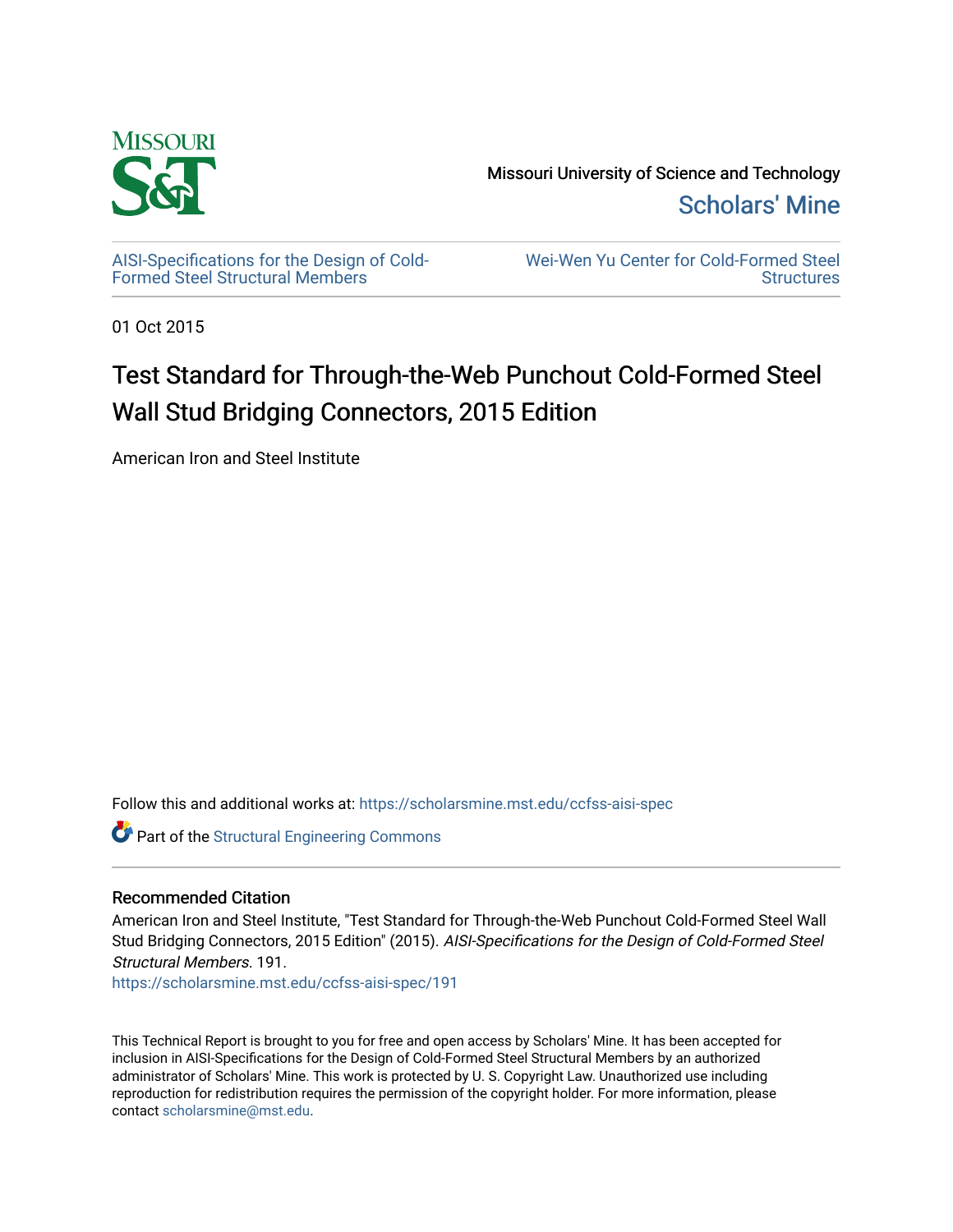Missouri University of Science and Technology

Scholars' Mine

AISI-Specifications for the Design of Cold-Formed Steel Structural Members

Wei-Wen Yu Center for Cold-Formed Steel Structures

01 Oct 2015

# Test Standard for Through-the-Web Punchout Cold-Formed Steel Wall Stud Bridging Connectors, 2015 Edition

American Iron and Steel Institute

Follow this and additional works at: https://scholarsmine.mst.edu/ccfss-aisi-spec

Part of the Structural Engineering Commons

## Recommended Citation

American Iron and Steel Institute, "Test Standard for Through-the-Web Punchout Cold-Formed Steel Wall Stud Bridging Connectors, 2015 Edition" (2015). *AISI-Specifications for the Design of Cold-Formed Steel Structural Members*. 191.
https://scholarsmine.mst.edu/ccfss-aisi-spec/191

This Technical Report is brought to you for free and open access by Scholars' Mine. It has been accepted for inclusion in AISI-Specifications for the Design of Cold-Formed Steel Structural Members by an authorized administrator of Scholars' Mine. This work is protected by U. S. Copyright Law. Unauthorized use including reproduction for redistribution requires the permission of the copyright holder. For more information, please contact scholarsmine@mst.edu.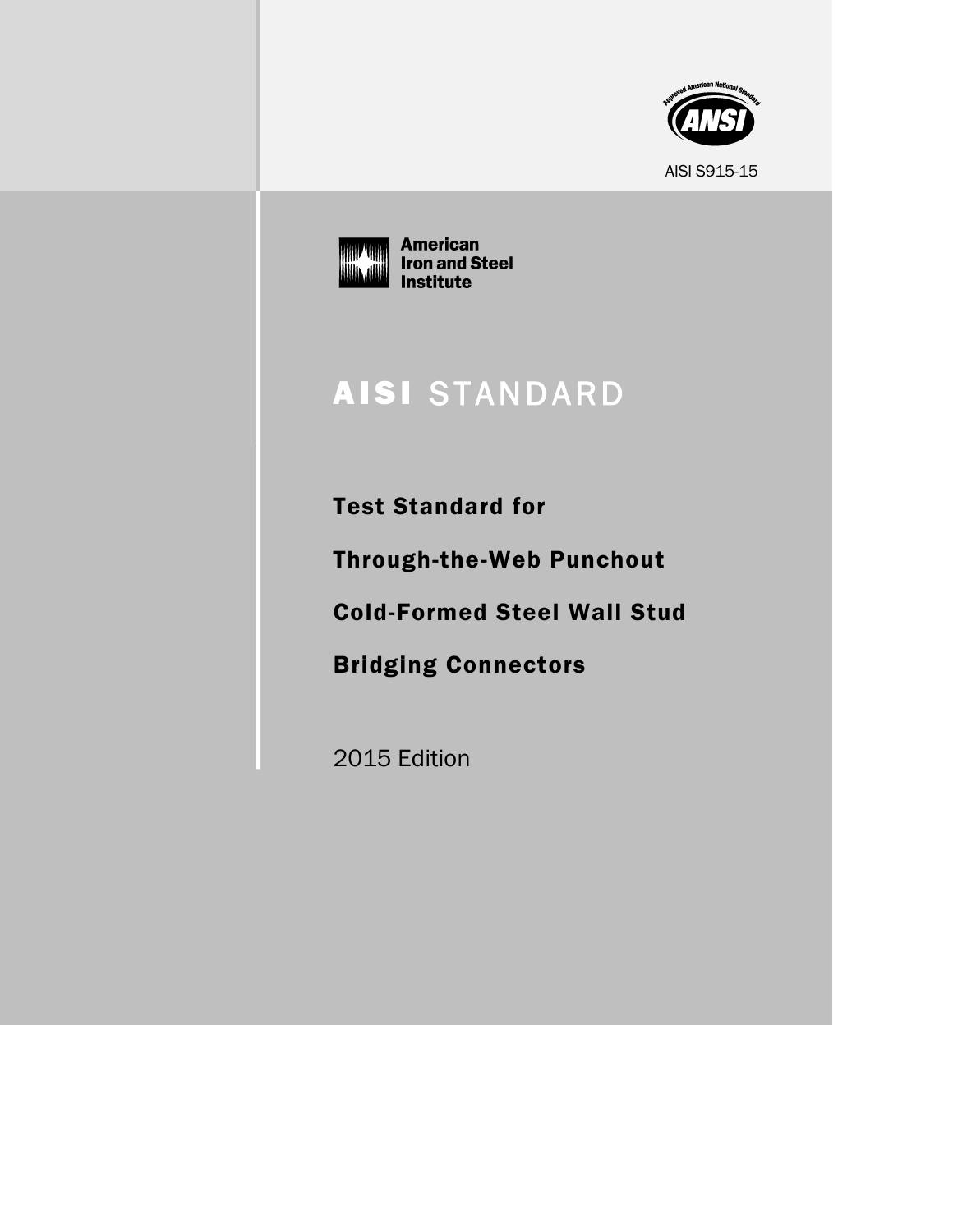AISI S915-15

American Iron and Steel Institute

# AISI STANDARD

## Test Standard for

## Through-the-Web Punchout

## Cold-Formed Steel Wall Stud

## Bridging Connectors

2015 Edition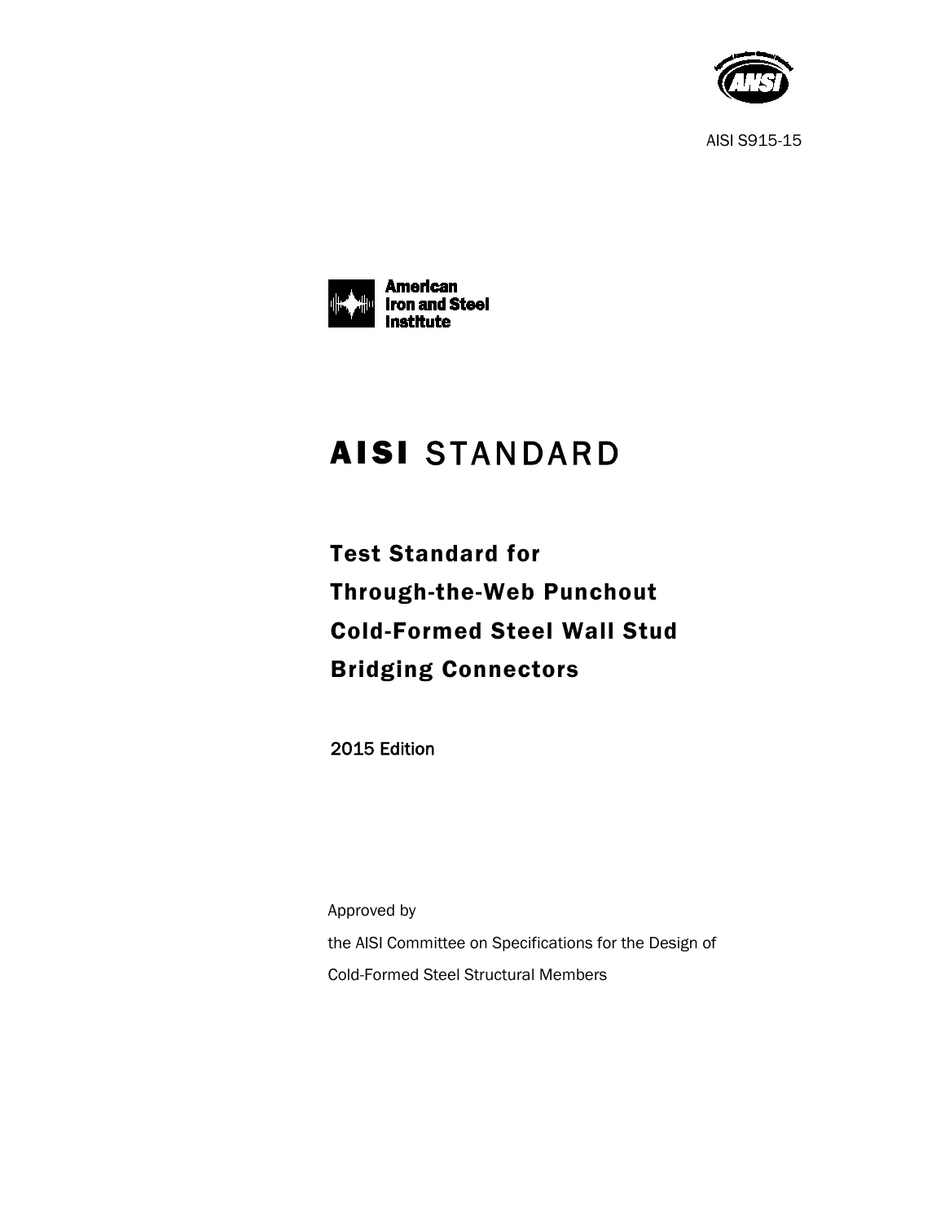AISI S915-15

American Iron and Steel Institute

# AISI STANDARD

## Test Standard for Through-the-Web Punchout Cold-Formed Steel Wall Stud Bridging Connectors

2015 Edition

Approved by

the AISI Committee on Specifications for the Design of

Cold-Formed Steel Structural Members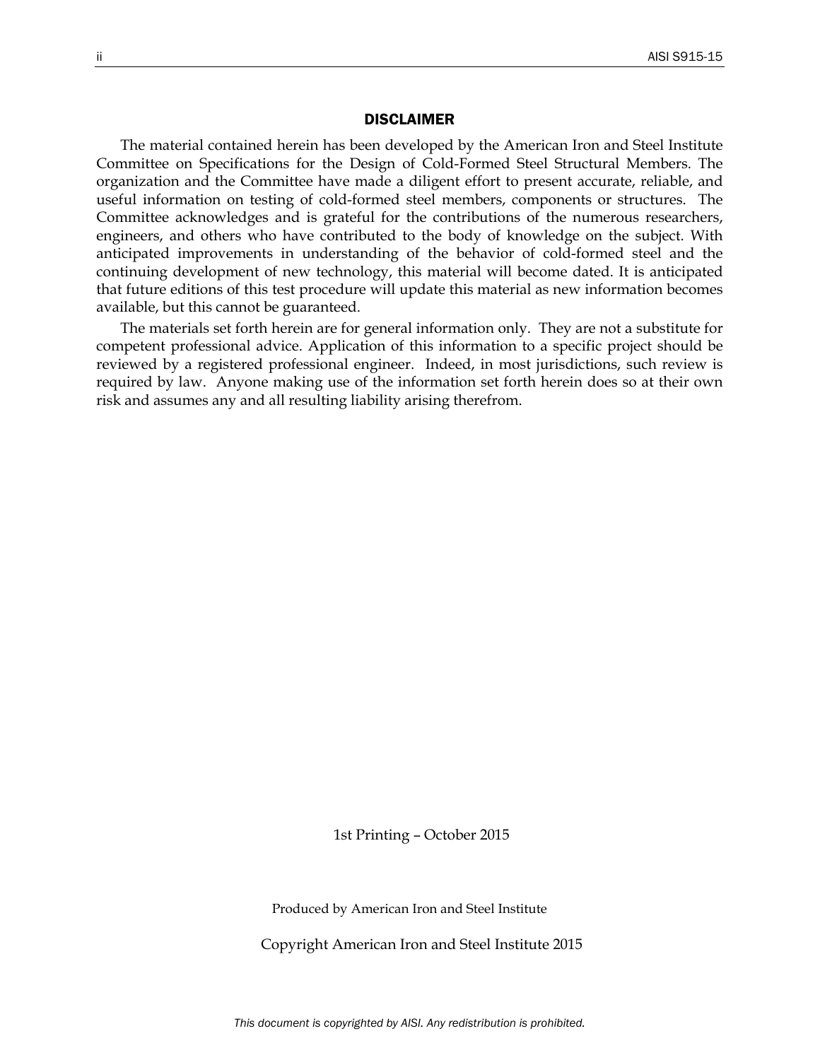## DISCLAIMER

The material contained herein has been developed by the American Iron and Steel Institute Committee on Specifications for the Design of Cold-Formed Steel Structural Members. The organization and the Committee have made a diligent effort to present accurate, reliable, and useful information on testing of cold-formed steel members, components or structures. The Committee acknowledges and is grateful for the contributions of the numerous researchers, engineers, and others who have contributed to the body of knowledge on the subject. With anticipated improvements in understanding of the behavior of cold-formed steel and the continuing development of new technology, this material will become dated. It is anticipated that future editions of this test procedure will update this material as new information becomes available, but this cannot be guaranteed.

The materials set forth herein are for general information only. They are not a substitute for competent professional advice. Application of this information to a specific project should be reviewed by a registered professional engineer. Indeed, in most jurisdictions, such review is required by law. Anyone making use of the information set forth herein does so at their own risk and assumes any and all resulting liability arising therefrom.

1st Printing – October 2015

Produced by American Iron and Steel Institute

Copyright American Iron and Steel Institute 2015

*This document is copyrighted by AISI. Any redistribution is prohibited.*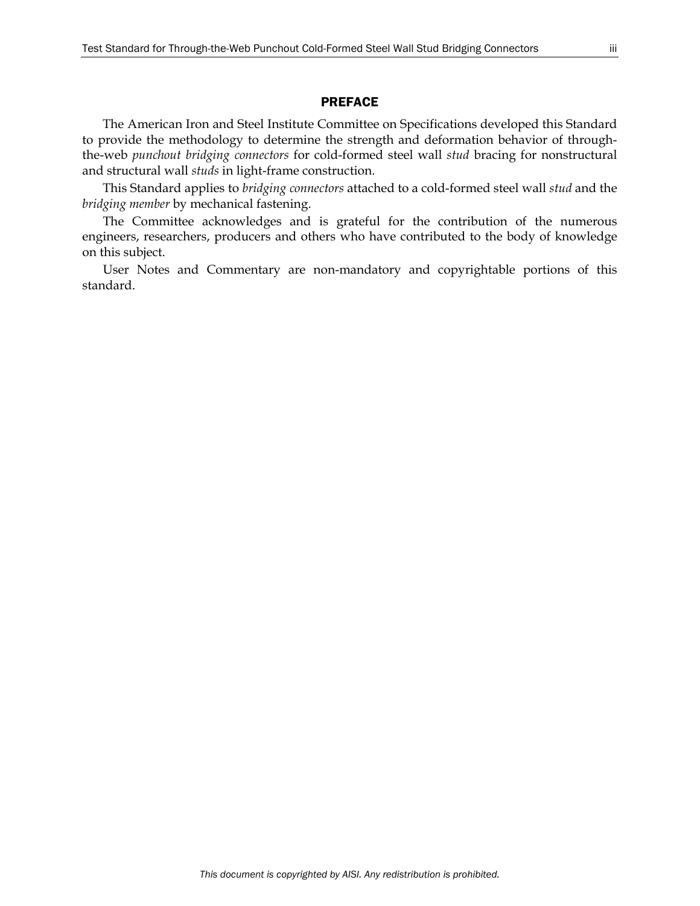# PREFACE

The American Iron and Steel Institute Committee on Specifications developed this Standard to provide the methodology to determine the strength and deformation behavior of through-the-web *punchout bridging connectors* for cold-formed steel wall *stud* bracing for nonstructural and structural wall *studs* in light-frame construction.

This Standard applies to *bridging connectors* attached to a cold-formed steel wall *stud* and the *bridging member* by mechanical fastening.

The Committee acknowledges and is grateful for the contribution of the numerous engineers, researchers, producers and others who have contributed to the body of knowledge on this subject.

User Notes and Commentary are non-mandatory and copyrightable portions of this standard.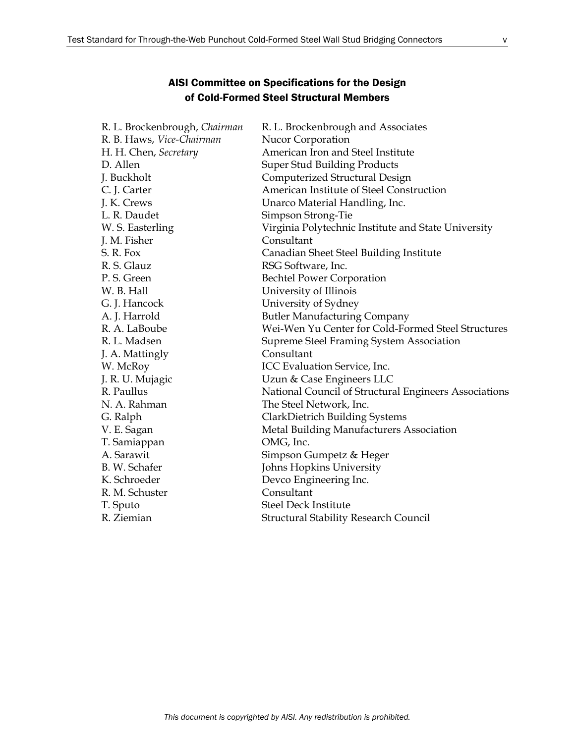## AISI Committee on Specifications for the Design of Cold-Formed Steel Structural Members

| | |
|---|---|
| R. L. Brockenbrough, *Chairman* | R. L. Brockenbrough and Associates |
| R. B. Haws, *Vice-Chairman* | Nucor Corporation |
| H. H. Chen, *Secretary* | American Iron and Steel Institute |
| D. Allen | Super Stud Building Products |
| J. Buckholt | Computerized Structural Design |
| C. J. Carter | American Institute of Steel Construction |
| J. K. Crews | Unarco Material Handling, Inc. |
| L. R. Daudet | Simpson Strong-Tie |
| W. S. Easterling | Virginia Polytechnic Institute and State University |
| J. M. Fisher | Consultant |
| S. R. Fox | Canadian Sheet Steel Building Institute |
| R. S. Glauz | RSG Software, Inc. |
| P. S. Green | Bechtel Power Corporation |
| W. B. Hall | University of Illinois |
| G. J. Hancock | University of Sydney |
| A. J. Harrold | Butler Manufacturing Company |
| R. A. LaBoube | Wei-Wen Yu Center for Cold-Formed Steel Structures |
| R. L. Madsen | Supreme Steel Framing System Association |
| J. A. Mattingly | Consultant |
| W. McRoy | ICC Evaluation Service, Inc. |
| J. R. U. Mujagic | Uzun & Case Engineers LLC |
| R. Paullus | National Council of Structural Engineers Associations |
| N. A. Rahman | The Steel Network, Inc. |
| G. Ralph | ClarkDietrich Building Systems |
| V. E. Sagan | Metal Building Manufacturers Association |
| T. Samiappan | OMG, Inc. |
| A. Sarawit | Simpson Gumpetz & Heger |
| B. W. Schafer | Johns Hopkins University |
| K. Schroeder | Devco Engineering Inc. |
| R. M. Schuster | Consultant |
| T. Sputo | Steel Deck Institute |
| R. Ziemian | Structural Stability Research Council |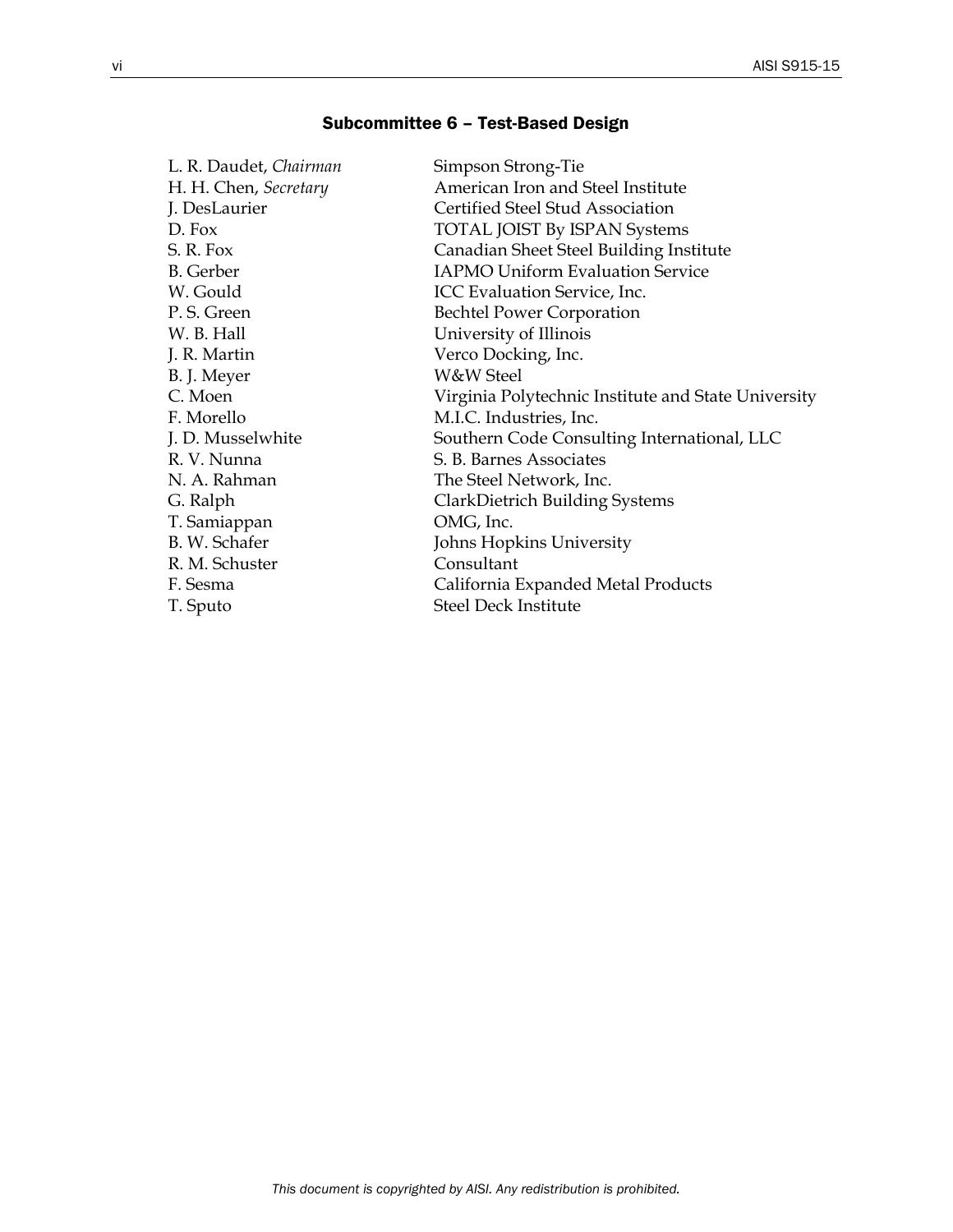## Subcommittee 6 – Test-Based Design

| | |
|---|---|
| L. R. Daudet, *Chairman* | Simpson Strong-Tie |
| H. H. Chen, *Secretary* | American Iron and Steel Institute |
| J. DesLaurier | Certified Steel Stud Association |
| D. Fox | TOTAL JOIST By ISPAN Systems |
| S. R. Fox | Canadian Sheet Steel Building Institute |
| B. Gerber | IAPMO Uniform Evaluation Service |
| W. Gould | ICC Evaluation Service, Inc. |
| P. S. Green | Bechtel Power Corporation |
| W. B. Hall | University of Illinois |
| J. R. Martin | Verco Docking, Inc. |
| B. J. Meyer | W&W Steel |
| C. Moen | Virginia Polytechnic Institute and State University |
| F. Morello | M.I.C. Industries, Inc. |
| J. D. Musselwhite | Southern Code Consulting International, LLC |
| R. V. Nunna | S. B. Barnes Associates |
| N. A. Rahman | The Steel Network, Inc. |
| G. Ralph | ClarkDietrich Building Systems |
| T. Samiappan | OMG, Inc. |
| B. W. Schafer | Johns Hopkins University |
| R. M. Schuster | Consultant |
| F. Sesma | California Expanded Metal Products |
| T. Sputo | Steel Deck Institute |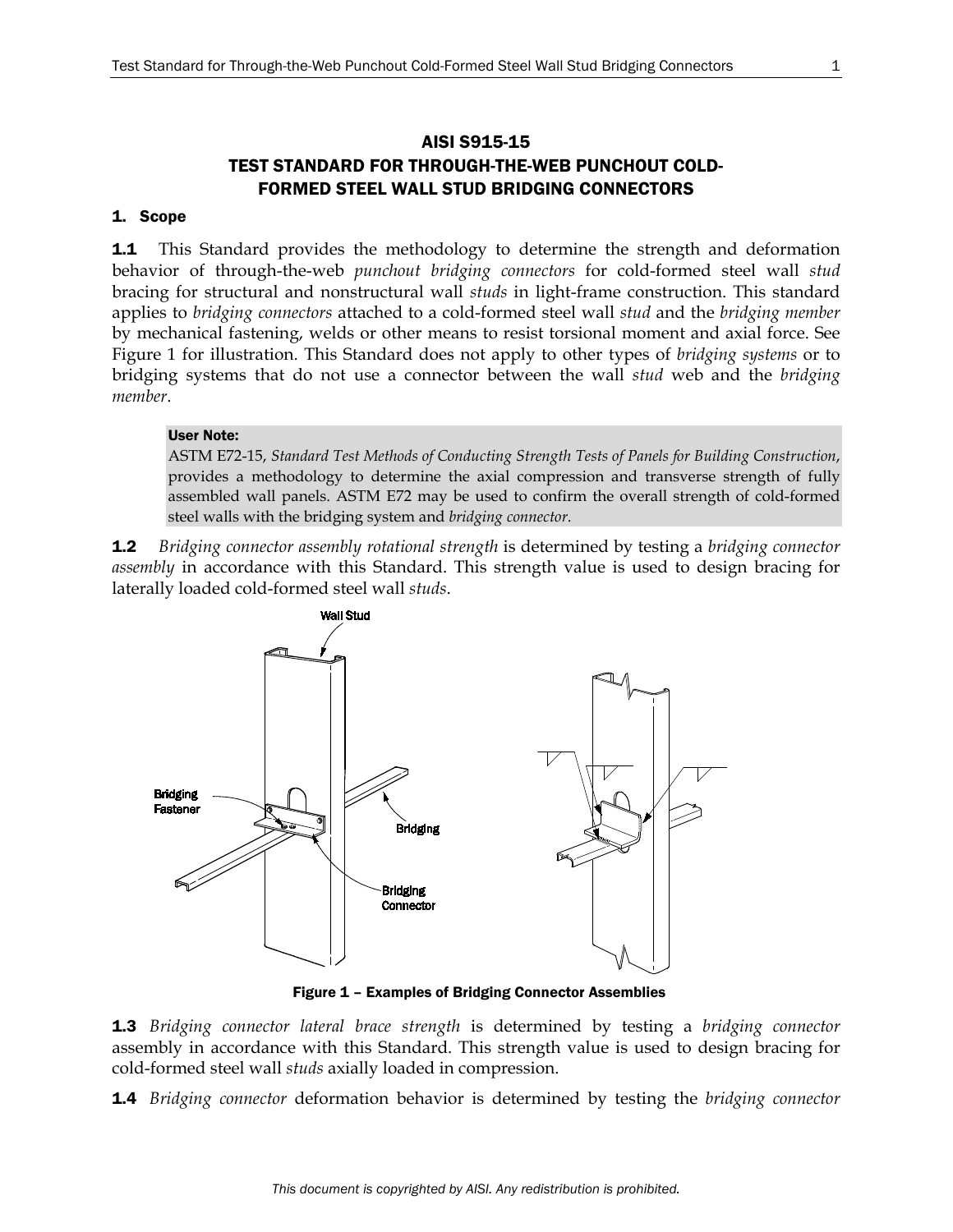# AISI S915-15
# TEST STANDARD FOR THROUGH-THE-WEB PUNCHOUT COLD-FORMED STEEL WALL STUD BRIDGING CONNECTORS

## 1. Scope

**1.1** This Standard provides the methodology to determine the strength and deformation behavior of through-the-web *punchout bridging connectors* for cold-formed steel wall *stud* bracing for structural and nonstructural wall *studs* in light-frame construction. This standard applies to *bridging connectors* attached to a cold-formed steel wall *stud* and the *bridging member* by mechanical fastening, welds or other means to resist torsional moment and axial force. See Figure 1 for illustration. This Standard does not apply to other types of *bridging systems* or to bridging systems that do not use a connector between the wall *stud* web and the *bridging member*.

> **User Note:**
> ASTM E72-15, *Standard Test Methods of Conducting Strength Tests of Panels for Building Construction*, provides a methodology to determine the axial compression and transverse strength of fully assembled wall panels. ASTM E72 may be used to confirm the overall strength of cold-formed steel walls with the bridging system and *bridging connector*.

**1.2** *Bridging connector assembly rotational strength* is determined by testing a *bridging connector assembly* in accordance with this Standard. This strength value is used to design bracing for laterally loaded cold-formed steel wall *studs*.

**Figure 1 – Examples of Bridging Connector Assemblies**

**1.3** *Bridging connector lateral brace strength* is determined by testing a *bridging connector* assembly in accordance with this Standard. This strength value is used to design bracing for cold-formed steel wall *studs* axially loaded in compression.

**1.4** *Bridging connector* deformation behavior is determined by testing the *bridging connector*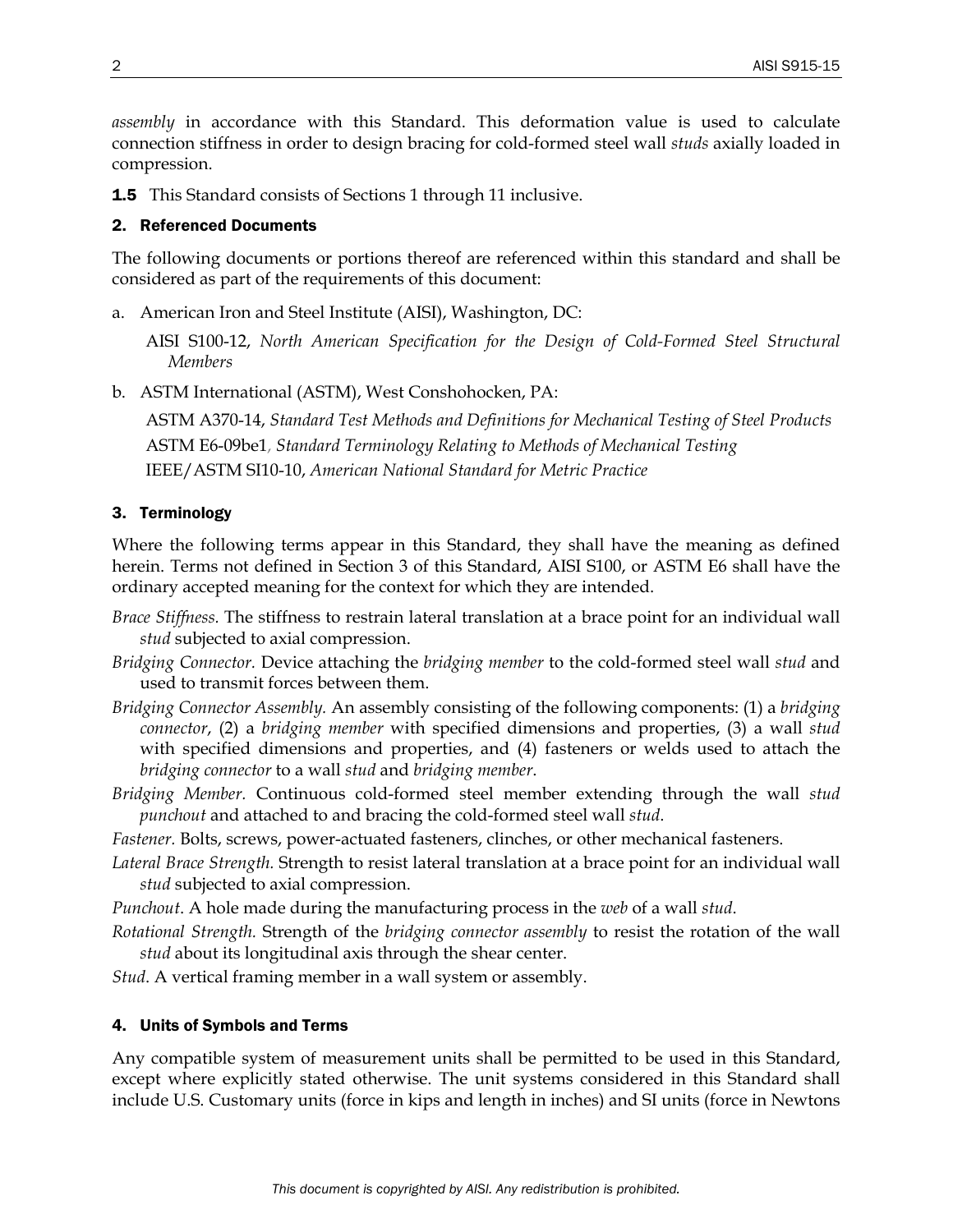*assembly* in accordance with this Standard. This deformation value is used to calculate connection stiffness in order to design bracing for cold-formed steel wall *studs* axially loaded in compression.

**1.5** This Standard consists of Sections 1 through 11 inclusive.

## 2. Referenced Documents

The following documents or portions thereof are referenced within this standard and shall be considered as part of the requirements of this document:

a. American Iron and Steel Institute (AISI), Washington, DC:

   AISI S100-12, *North American Specification for the Design of Cold-Formed Steel Structural Members*

b. ASTM International (ASTM), West Conshohocken, PA:

   ASTM A370-14, *Standard Test Methods and Definitions for Mechanical Testing of Steel Products*
   ASTM E6-09be1, *Standard Terminology Relating to Methods of Mechanical Testing*
   IEEE/ASTM SI10-10, *American National Standard for Metric Practice*

## 3. Terminology

Where the following terms appear in this Standard, they shall have the meaning as defined herein. Terms not defined in Section 3 of this Standard, AISI S100, or ASTM E6 shall have the ordinary accepted meaning for the context for which they are intended.

*Brace Stiffness.* The stiffness to restrain lateral translation at a brace point for an individual wall *stud* subjected to axial compression.

*Bridging Connector.* Device attaching the *bridging member* to the cold-formed steel wall *stud* and used to transmit forces between them.

*Bridging Connector Assembly.* An assembly consisting of the following components: (1) a *bridging connector*, (2) a *bridging member* with specified dimensions and properties, (3) a wall *stud* with specified dimensions and properties, and (4) fasteners or welds used to attach the *bridging connector* to a wall *stud* and *bridging member*.

*Bridging Member*. Continuous cold-formed steel member extending through the wall *stud punchout* and attached to and bracing the cold-formed steel wall *stud*.

*Fastener.* Bolts, screws, power-actuated fasteners, clinches, or other mechanical fasteners.

*Lateral Brace Strength.* Strength to resist lateral translation at a brace point for an individual wall *stud* subjected to axial compression.

*Punchout*. A hole made during the manufacturing process in the *web* of a wall *stud*.

*Rotational Strength.* Strength of the *bridging connector assembly* to resist the rotation of the wall *stud* about its longitudinal axis through the shear center.

*Stud*. A vertical framing member in a wall system or assembly.

## 4. Units of Symbols and Terms

Any compatible system of measurement units shall be permitted to be used in this Standard, except where explicitly stated otherwise. The unit systems considered in this Standard shall include U.S. Customary units (force in kips and length in inches) and SI units (force in Newtons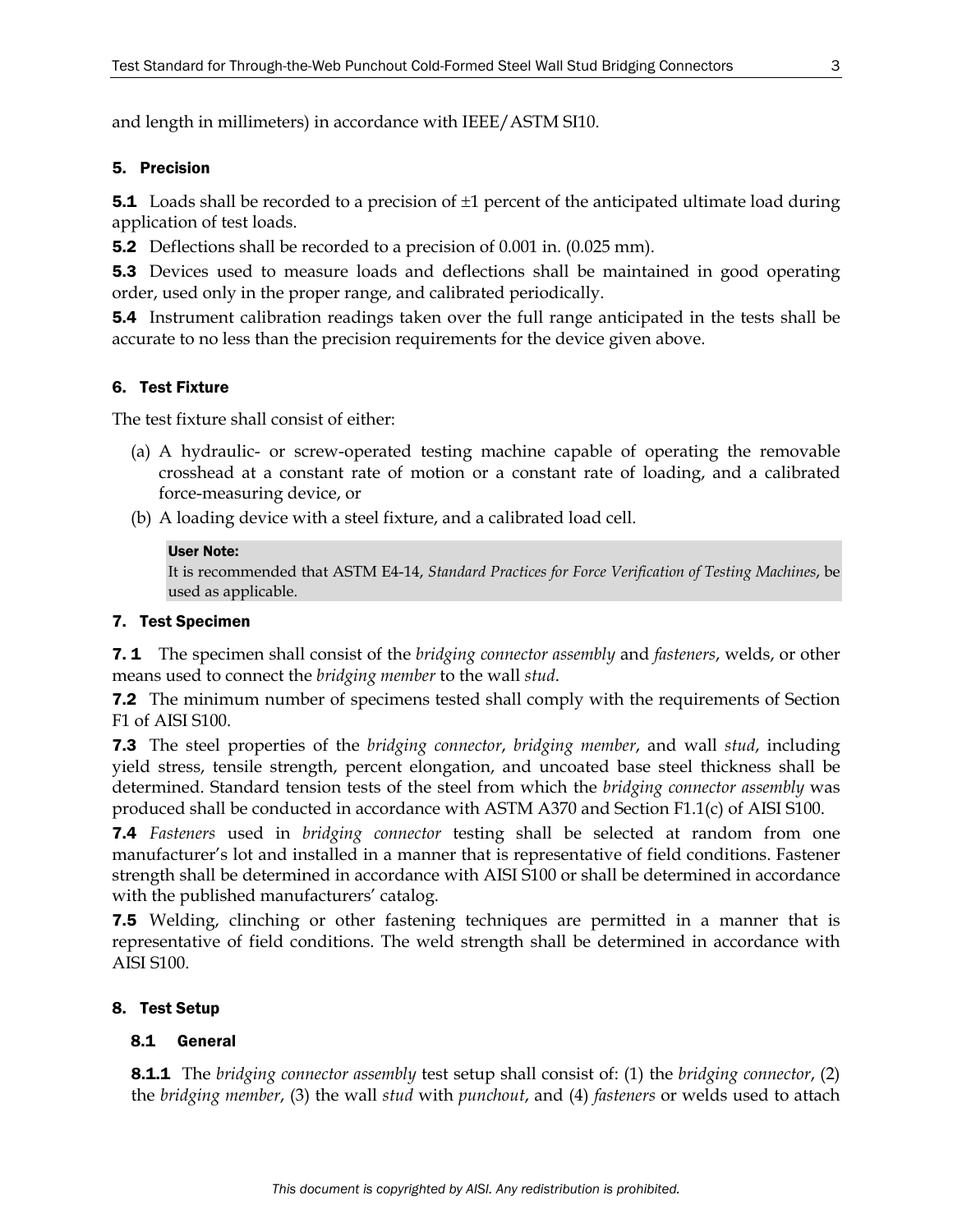and length in millimeters) in accordance with IEEE/ASTM SI10.

## 5. Precision

**5.1** Loads shall be recorded to a precision of ±1 percent of the anticipated ultimate load during application of test loads.

**5.2** Deflections shall be recorded to a precision of 0.001 in. (0.025 mm).

**5.3** Devices used to measure loads and deflections shall be maintained in good operating order, used only in the proper range, and calibrated periodically.

**5.4** Instrument calibration readings taken over the full range anticipated in the tests shall be accurate to no less than the precision requirements for the device given above.

## 6. Test Fixture

The test fixture shall consist of either:

(a) A hydraulic- or screw-operated testing machine capable of operating the removable crosshead at a constant rate of motion or a constant rate of loading, and a calibrated force-measuring device, or

(b) A loading device with a steel fixture, and a calibrated load cell.

> **User Note:**
> It is recommended that ASTM E4-14, *Standard Practices for Force Verification of Testing Machines*, be used as applicable.

## 7. Test Specimen

**7. 1** The specimen shall consist of the *bridging connector assembly* and *fasteners*, welds, or other means used to connect the *bridging member* to the wall *stud*.

**7.2** The minimum number of specimens tested shall comply with the requirements of Section F1 of AISI S100.

**7.3** The steel properties of the *bridging connector*, *bridging member*, and wall *stud*, including yield stress, tensile strength, percent elongation, and uncoated base steel thickness shall be determined. Standard tension tests of the steel from which the *bridging connector assembly* was produced shall be conducted in accordance with ASTM A370 and Section F1.1(c) of AISI S100.

**7.4** *Fasteners* used in *bridging connector* testing shall be selected at random from one manufacturer's lot and installed in a manner that is representative of field conditions. Fastener strength shall be determined in accordance with AISI S100 or shall be determined in accordance with the published manufacturers' catalog.

**7.5** Welding, clinching or other fastening techniques are permitted in a manner that is representative of field conditions. The weld strength shall be determined in accordance with AISI S100.

## 8. Test Setup

### 8.1 General

**8.1.1** The *bridging connector assembly* test setup shall consist of: (1) the *bridging connector*, (2) the *bridging member*, (3) the wall *stud* with *punchout*, and (4) *fasteners* or welds used to attach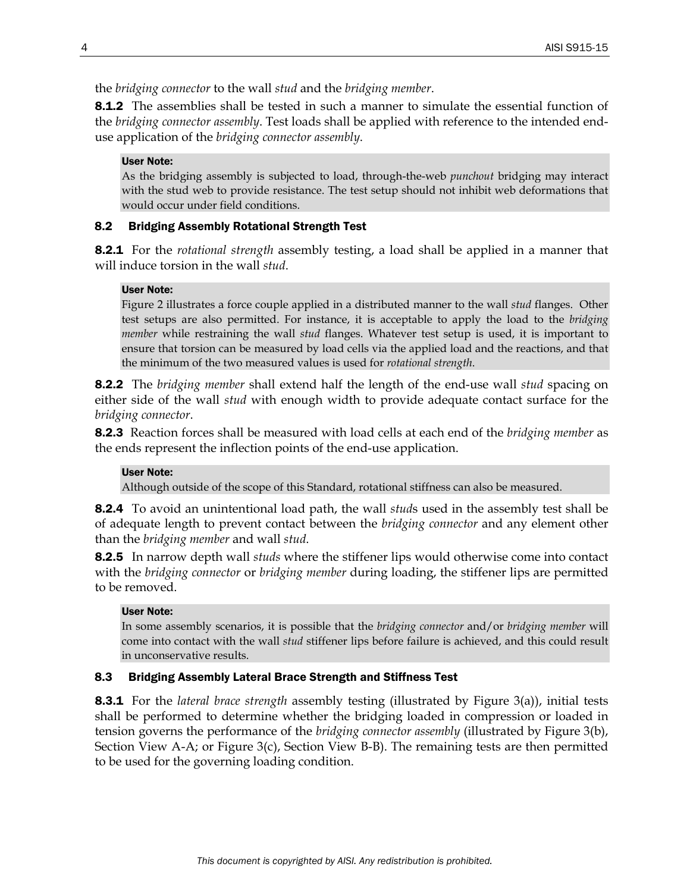the *bridging connector* to the wall *stud* and the *bridging member*.

**8.1.2** The assemblies shall be tested in such a manner to simulate the essential function of the *bridging connector assembly*. Test loads shall be applied with reference to the intended end-use application of the *bridging connector assembly*.

> **User Note:**
> As the bridging assembly is subjected to load, through-the-web *punchout* bridging may interact with the stud web to provide resistance. The test setup should not inhibit web deformations that would occur under field conditions.

### 8.2 Bridging Assembly Rotational Strength Test

**8.2.1** For the *rotational strength* assembly testing, a load shall be applied in a manner that will induce torsion in the wall *stud*.

> **User Note:**
> Figure 2 illustrates a force couple applied in a distributed manner to the wall *stud* flanges. Other test setups are also permitted. For instance, it is acceptable to apply the load to the *bridging member* while restraining the wall *stud* flanges. Whatever test setup is used, it is important to ensure that torsion can be measured by load cells via the applied load and the reactions, and that the minimum of the two measured values is used for *rotational strength*.

**8.2.2** The *bridging member* shall extend half the length of the end-use wall *stud* spacing on either side of the wall *stud* with enough width to provide adequate contact surface for the *bridging connector*.

**8.2.3** Reaction forces shall be measured with load cells at each end of the *bridging member* as the ends represent the inflection points of the end-use application.

> **User Note:**
> Although outside of the scope of this Standard, rotational stiffness can also be measured.

**8.2.4** To avoid an unintentional load path, the wall *stud*s used in the assembly test shall be of adequate length to prevent contact between the *bridging connector* and any element other than the *bridging member* and wall *stud*.

**8.2.5** In narrow depth wall *studs* where the stiffener lips would otherwise come into contact with the *bridging connector* or *bridging member* during loading, the stiffener lips are permitted to be removed.

> **User Note:**
> In some assembly scenarios, it is possible that the *bridging connector* and/or *bridging member* will come into contact with the wall *stud* stiffener lips before failure is achieved, and this could result in unconservative results.

### 8.3 Bridging Assembly Lateral Brace Strength and Stiffness Test

**8.3.1** For the *lateral brace strength* assembly testing (illustrated by Figure 3(a)), initial tests shall be performed to determine whether the bridging loaded in compression or loaded in tension governs the performance of the *bridging connector assembly* (illustrated by Figure 3(b), Section View A-A; or Figure 3(c), Section View B-B). The remaining tests are then permitted to be used for the governing loading condition.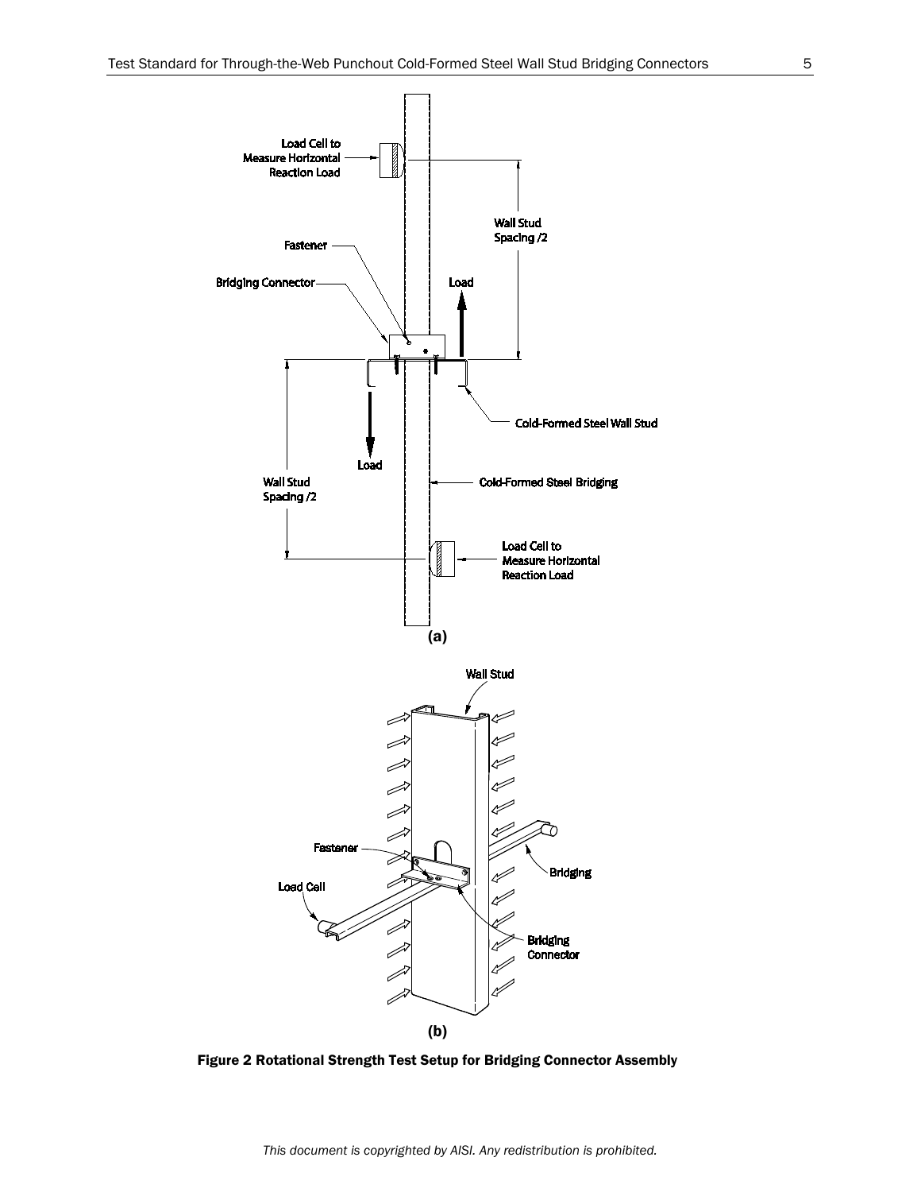Figure 2 Rotational Strength Test Setup for Bridging Connector Assembly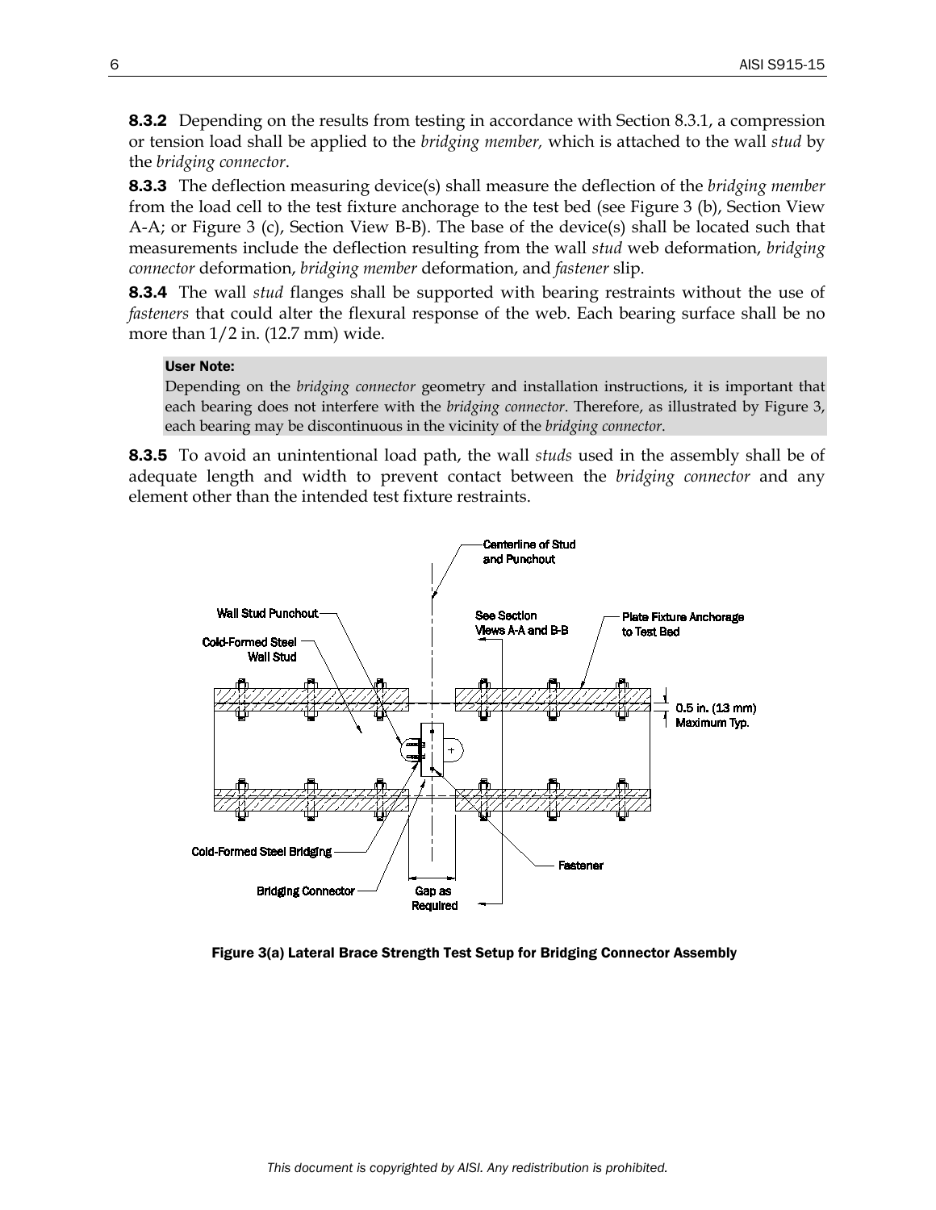**8.3.2** Depending on the results from testing in accordance with Section 8.3.1, a compression or tension load shall be applied to the *bridging member,* which is attached to the wall *stud* by the *bridging connector*.

**8.3.3** The deflection measuring device(s) shall measure the deflection of the *bridging member* from the load cell to the test fixture anchorage to the test bed (see Figure 3 (b), Section View A-A; or Figure 3 (c), Section View B-B). The base of the device(s) shall be located such that measurements include the deflection resulting from the wall *stud* web deformation, *bridging connector* deformation, *bridging member* deformation, and *fastener* slip.

**8.3.4** The wall *stud* flanges shall be supported with bearing restraints without the use of *fasteners* that could alter the flexural response of the web. Each bearing surface shall be no more than 1/2 in. (12.7 mm) wide.

> **User Note:**
> Depending on the *bridging connector* geometry and installation instructions, it is important that each bearing does not interfere with the *bridging connector*. Therefore, as illustrated by Figure 3, each bearing may be discontinuous in the vicinity of the *bridging connector*.

**8.3.5** To avoid an unintentional load path, the wall *studs* used in the assembly shall be of adequate length and width to prevent contact between the *bridging connector* and any element other than the intended test fixture restraints.

Centerline of Stud and Punchout

Wall Stud Punchout

Cold-Formed Steel Wall Stud

See Section Views A-A and B-B

Plate Fixture Anchorage to Test Bed

0.5 in. (13 mm) Maximum Typ.

Cold-Formed Steel Bridging

Fastener

Bridging Connector

Gap as Required

**Figure 3(a) Lateral Brace Strength Test Setup for Bridging Connector Assembly**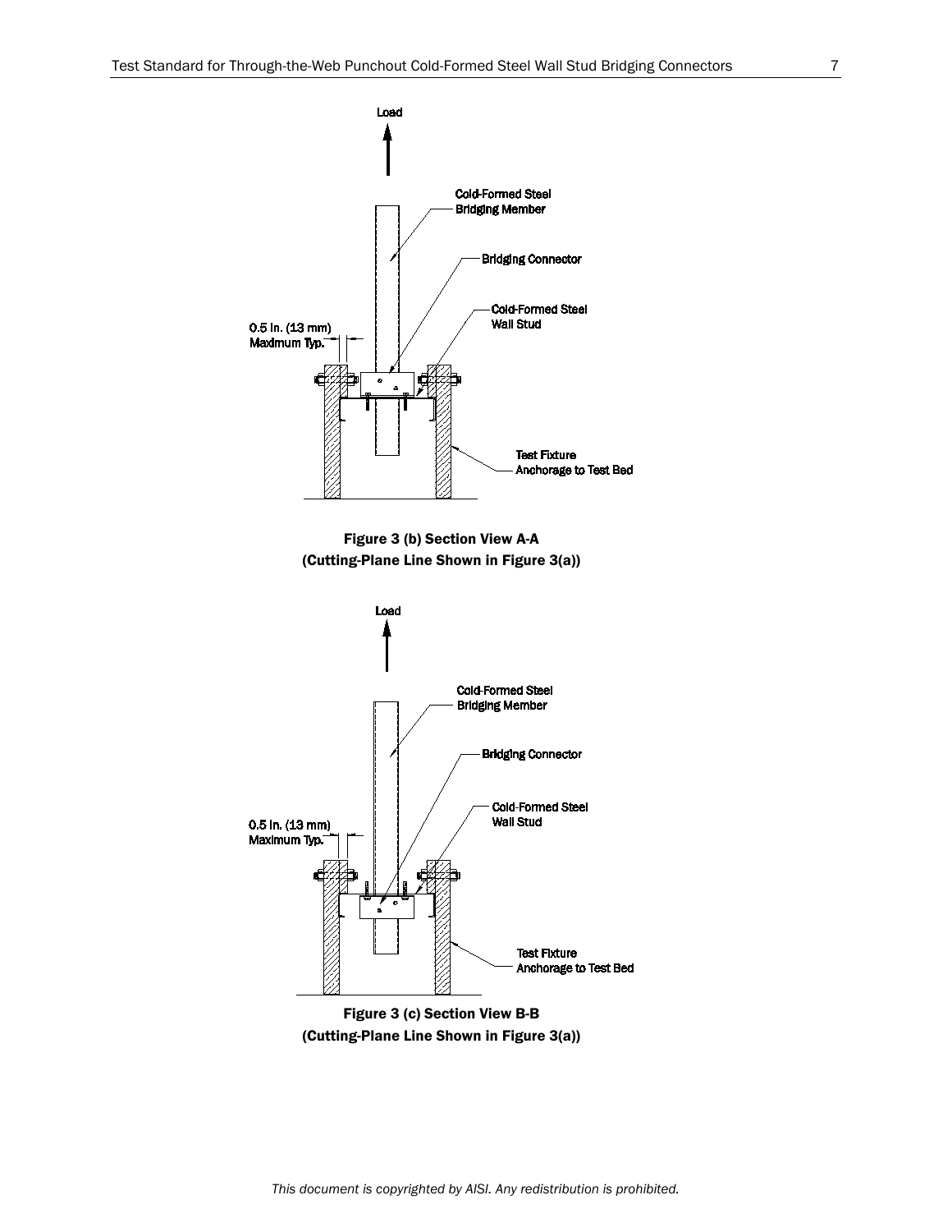Load

Cold-Formed Steel Bridging Member

Bridging Connector

Cold-Formed Steel Wall Stud

0.5 in. (13 mm) Maximum Typ.

Test Fixture Anchorage to Test Bed

**Figure 3 (b) Section View A-A**
**(Cutting-Plane Line Shown in Figure 3(a))**

Load

Cold-Formed Steel Bridging Member

Bridging Connector

Cold-Formed Steel Wall Stud

0.5 in. (13 mm) Maximum Typ.

Test Fixture Anchorage to Test Bed

**Figure 3 (c) Section View B-B**
**(Cutting-Plane Line Shown in Figure 3(a))**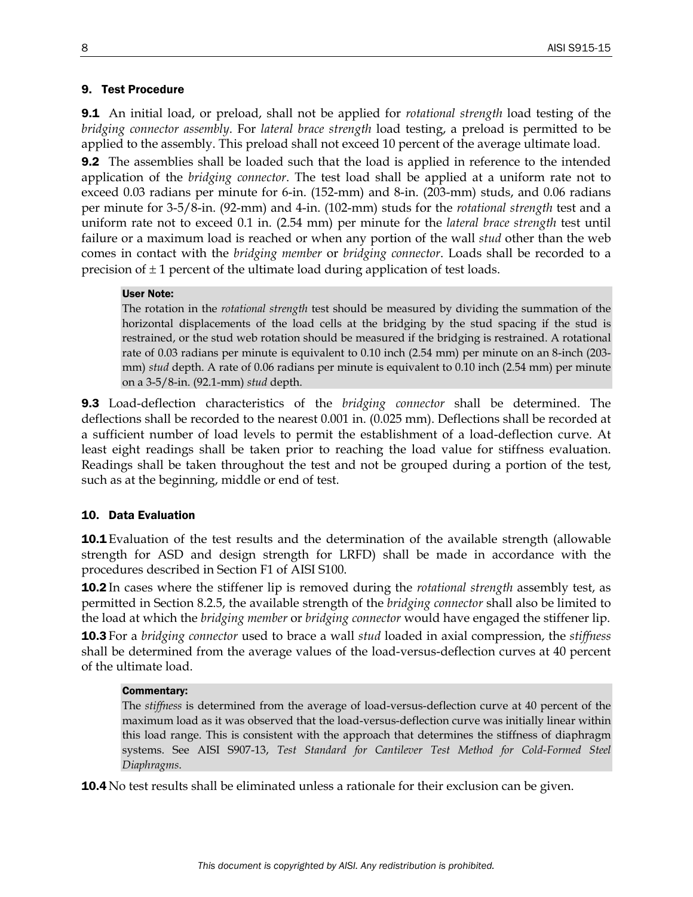## 9. Test Procedure

**9.1** An initial load, or preload, shall not be applied for *rotational strength* load testing of the *bridging connector assembly*. For *lateral brace strength* load testing, a preload is permitted to be applied to the assembly. This preload shall not exceed 10 percent of the average ultimate load.

**9.2** The assemblies shall be loaded such that the load is applied in reference to the intended application of the *bridging connector*. The test load shall be applied at a uniform rate not to exceed 0.03 radians per minute for 6-in. (152-mm) and 8-in. (203-mm) studs, and 0.06 radians per minute for 3-5/8-in. (92-mm) and 4-in. (102-mm) studs for the *rotational strength* test and a uniform rate not to exceed 0.1 in. (2.54 mm) per minute for the *lateral brace strength* test until failure or a maximum load is reached or when any portion of the wall *stud* other than the web comes in contact with the *bridging member* or *bridging connector*. Loads shall be recorded to a precision of ± 1 percent of the ultimate load during application of test loads.

> **User Note:**
> The rotation in the *rotational strength* test should be measured by dividing the summation of the horizontal displacements of the load cells at the bridging by the stud spacing if the stud is restrained, or the stud web rotation should be measured if the bridging is restrained. A rotational rate of 0.03 radians per minute is equivalent to 0.10 inch (2.54 mm) per minute on an 8-inch (203-mm) *stud* depth. A rate of 0.06 radians per minute is equivalent to 0.10 inch (2.54 mm) per minute on a 3-5/8-in. (92.1-mm) *stud* depth.

**9.3** Load-deflection characteristics of the *bridging connector* shall be determined. The deflections shall be recorded to the nearest 0.001 in. (0.025 mm). Deflections shall be recorded at a sufficient number of load levels to permit the establishment of a load-deflection curve. At least eight readings shall be taken prior to reaching the load value for stiffness evaluation. Readings shall be taken throughout the test and not be grouped during a portion of the test, such as at the beginning, middle or end of test.

## 10. Data Evaluation

**10.1** Evaluation of the test results and the determination of the available strength (allowable strength for ASD and design strength for LRFD) shall be made in accordance with the procedures described in Section F1 of AISI S100.

**10.2** In cases where the stiffener lip is removed during the *rotational strength* assembly test, as permitted in Section 8.2.5, the available strength of the *bridging connector* shall also be limited to the load at which the *bridging member* or *bridging connector* would have engaged the stiffener lip.

**10.3** For a *bridging connector* used to brace a wall *stud* loaded in axial compression, the *stiffness* shall be determined from the average values of the load-versus-deflection curves at 40 percent of the ultimate load.

> **Commentary:**
> The *stiffness* is determined from the average of load-versus-deflection curve at 40 percent of the maximum load as it was observed that the load-versus-deflection curve was initially linear within this load range. This is consistent with the approach that determines the stiffness of diaphragm systems. See AISI S907-13, *Test Standard for Cantilever Test Method for Cold-Formed Steel Diaphragms*.

**10.4** No test results shall be eliminated unless a rationale for their exclusion can be given.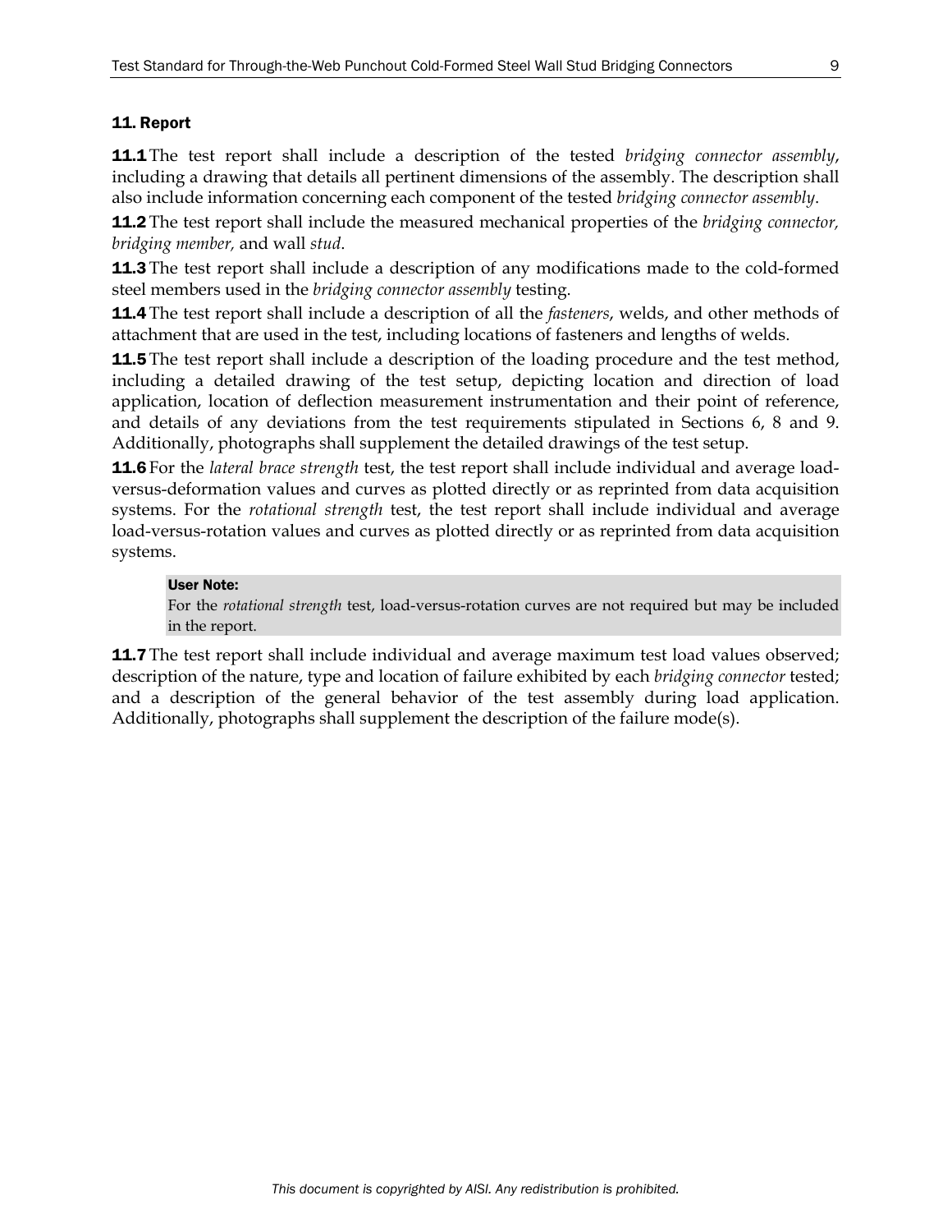## 11. Report

**11.1** The test report shall include a description of the tested *bridging connector assembly*, including a drawing that details all pertinent dimensions of the assembly. The description shall also include information concerning each component of the tested *bridging connector assembly*.

**11.2** The test report shall include the measured mechanical properties of the *bridging connector, bridging member,* and wall *stud*.

**11.3** The test report shall include a description of any modifications made to the cold-formed steel members used in the *bridging connector assembly* testing.

**11.4** The test report shall include a description of all the *fasteners*, welds, and other methods of attachment that are used in the test, including locations of fasteners and lengths of welds.

**11.5** The test report shall include a description of the loading procedure and the test method, including a detailed drawing of the test setup, depicting location and direction of load application, location of deflection measurement instrumentation and their point of reference, and details of any deviations from the test requirements stipulated in Sections 6, 8 and 9. Additionally, photographs shall supplement the detailed drawings of the test setup.

**11.6** For the *lateral brace strength* test, the test report shall include individual and average load-versus-deformation values and curves as plotted directly or as reprinted from data acquisition systems. For the *rotational strength* test, the test report shall include individual and average load-versus-rotation values and curves as plotted directly or as reprinted from data acquisition systems.

> **User Note:**
> For the *rotational strength* test, load-versus-rotation curves are not required but may be included in the report.

**11.7** The test report shall include individual and average maximum test load values observed; description of the nature, type and location of failure exhibited by each *bridging connector* tested; and a description of the general behavior of the test assembly during load application. Additionally, photographs shall supplement the description of the failure mode(s).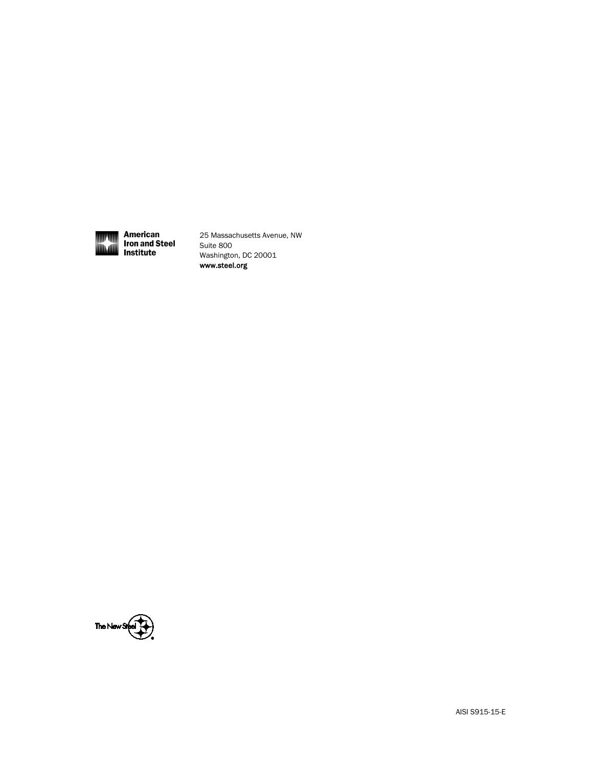American
Iron and Steel
Institute

25 Massachusetts Avenue, NW
Suite 800
Washington, DC 20001
**www.steel.org**

The New Steel

AISI S915-15-E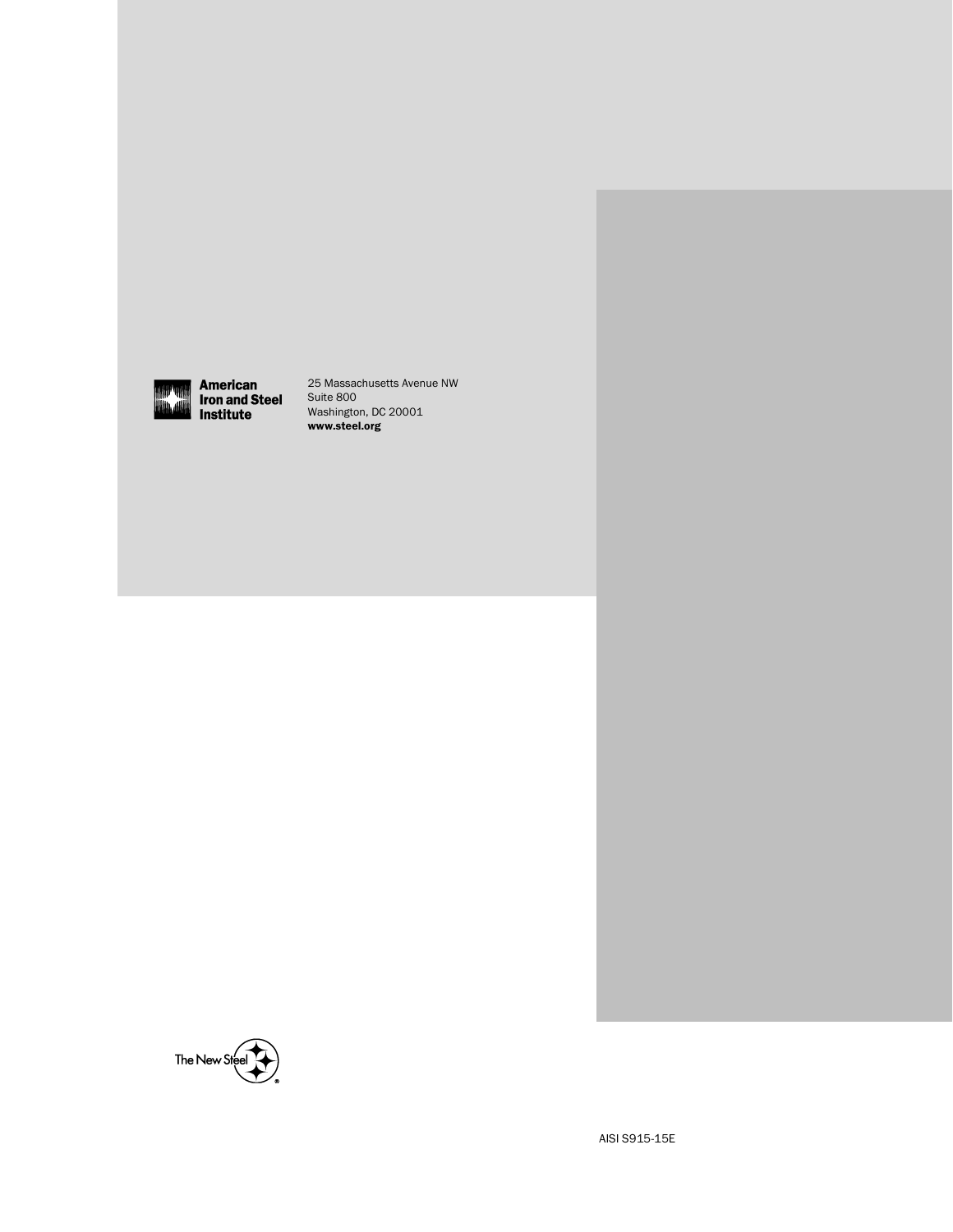**American Iron and Steel Institute**

25 Massachusetts Avenue NW
Suite 800
Washington, DC 20001
**www.steel.org**

The New Steel

AISI S915-15E